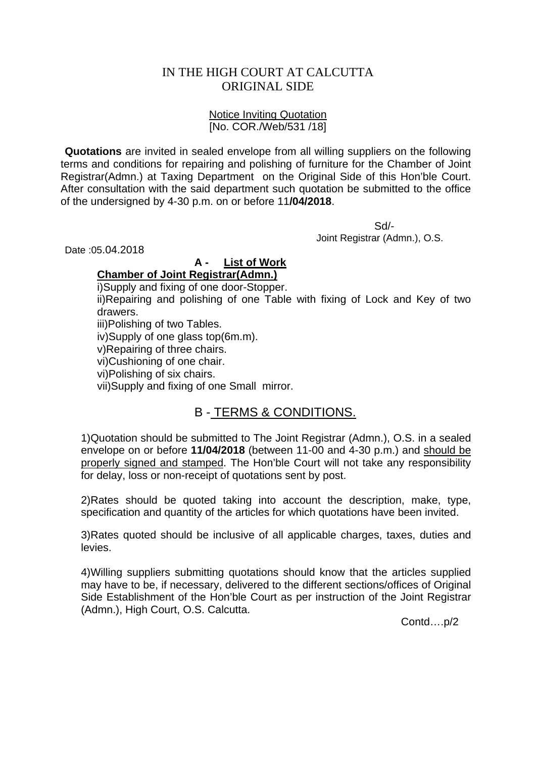# IN THE HIGH COURT AT CALCUTTA
## ORIGINAL SIDE

Notice Inviting Quotation
[No. COR./Web/531 /18]

**Quotations** are invited in sealed envelope from all willing suppliers on the following terms and conditions for repairing and polishing of furniture for the Chamber of Joint Registrar(Admn.) at Taxing Department on the Original Side of this Hon'ble Court. After consultation with the said department such quotation be submitted to the office of the undersigned by 4-30 p.m. on or before 11**/04/2018**.

Sd/-
Joint Registrar (Admn.), O.S.

Date :05.04.2018

### A - List of Work

**Chamber of Joint Registrar(Admn.)**

i)Supply and fixing of one door-Stopper.
ii)Repairing and polishing of one Table with fixing of Lock and Key of two drawers.
iii)Polishing of two Tables.
iv)Supply of one glass top(6m.m).
v)Repairing of three chairs.
vi)Cushioning of one chair.
vi)Polishing of six chairs.
vii)Supply and fixing of one Small mirror.

### B - TERMS & CONDITIONS.

1)Quotation should be submitted to The Joint Registrar (Admn.), O.S. in a sealed envelope on or before **11/04/2018** (between 11-00 and 4-30 p.m.) and should be properly signed and stamped. The Hon'ble Court will not take any responsibility for delay, loss or non-receipt of quotations sent by post.

2)Rates should be quoted taking into account the description, make, type, specification and quantity of the articles for which quotations have been invited.

3)Rates quoted should be inclusive of all applicable charges, taxes, duties and levies.

4)Willing suppliers submitting quotations should know that the articles supplied may have to be, if necessary, delivered to the different sections/offices of Original Side Establishment of the Hon'ble Court as per instruction of the Joint Registrar (Admn.), High Court, O.S. Calcutta.

Contd….p/2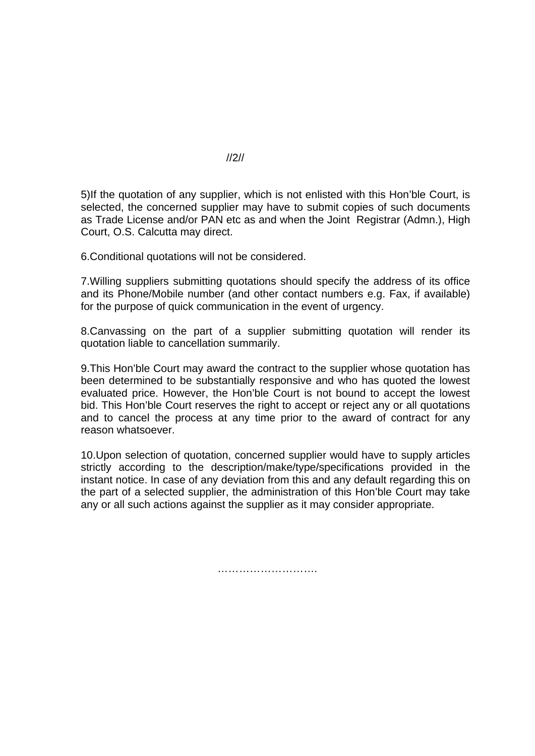5)If the quotation of any supplier, which is not enlisted with this Hon'ble Court, is selected, the concerned supplier may have to submit copies of such documents as Trade License and/or PAN etc as and when the Joint Registrar (Admn.), High Court, O.S. Calcutta may direct.

6.Conditional quotations will not be considered.

7.Willing suppliers submitting quotations should specify the address of its office and its Phone/Mobile number (and other contact numbers e.g. Fax, if available) for the purpose of quick communication in the event of urgency.

8.Canvassing on the part of a supplier submitting quotation will render its quotation liable to cancellation summarily.

9.This Hon'ble Court may award the contract to the supplier whose quotation has been determined to be substantially responsive and who has quoted the lowest evaluated price. However, the Hon'ble Court is not bound to accept the lowest bid. This Hon'ble Court reserves the right to accept or reject any or all quotations and to cancel the process at any time prior to the award of contract for any reason whatsoever.

10.Upon selection of quotation, concerned supplier would have to supply articles strictly according to the description/make/type/specifications provided in the instant notice. In case of any deviation from this and any default regarding this on the part of a selected supplier, the administration of this Hon'ble Court may take any or all such actions against the supplier as it may consider appropriate.

……………………….